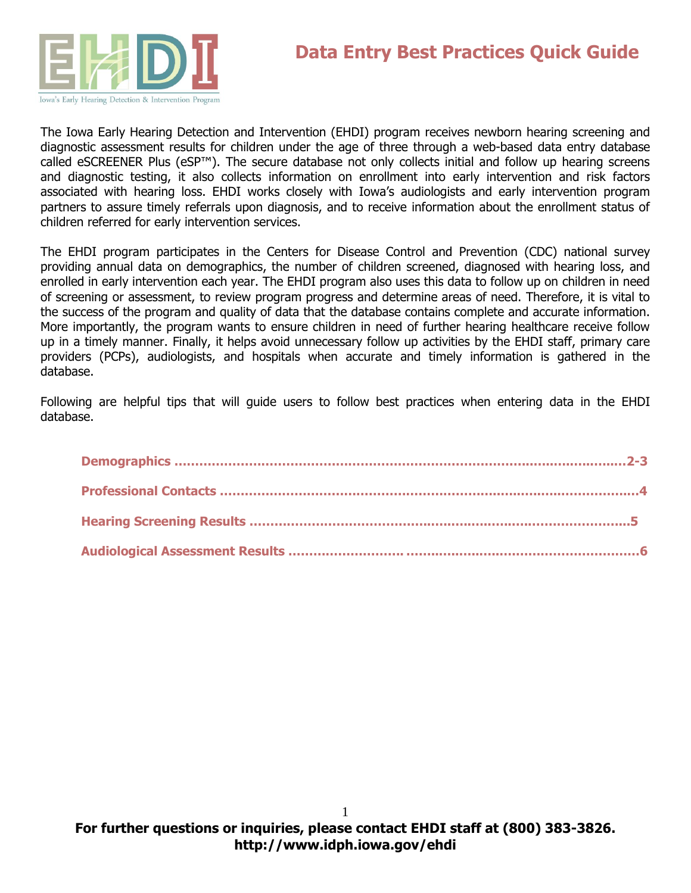# Data Entry Best Practices Quick Guide

Iowa's Early Hearing Detection & Intervention Program

The Iowa Early Hearing Detection and Intervention (EHDI) program receives newborn hearing screening and diagnostic assessment results for children under the age of three through a web-based data entry database called eSCREENER Plus (eSP™). The secure database not only collects initial and follow up hearing screens and diagnostic testing, it also collects information on enrollment into early intervention and risk factors associated with hearing loss. EHDI works closely with Iowa's audiologists and early intervention program partners to assure timely referrals upon diagnosis, and to receive information about the enrollment status of children referred for early intervention services.

The EHDI program participates in the Centers for Disease Control and Prevention (CDC) national survey providing annual data on demographics, the number of children screened, diagnosed with hearing loss, and enrolled in early intervention each year. The EHDI program also uses this data to follow up on children in need of screening or assessment, to review program progress and determine areas of need. Therefore, it is vital to the success of the program and quality of data that the database contains complete and accurate information. More importantly, the program wants to ensure children in need of further hearing healthcare receive follow up in a timely manner. Finally, it helps avoid unnecessary follow up activities by the EHDI staff, primary care providers (PCPs), audiologists, and hospitals when accurate and timely information is gathered in the database.

Following are helpful tips that will guide users to follow best practices when entering data in the EHDI database.

**Demographics** .......................................................... **2-3**

**Professional Contacts** .......................................................... **4**

**Hearing Screening Results** .......................................................... **5**

**Audiological Assessment Results** .......................................................... **6**

**For further questions or inquiries, please contact EHDI staff at (800) 383-3826.**
**http://www.idph.iowa.gov/ehdi**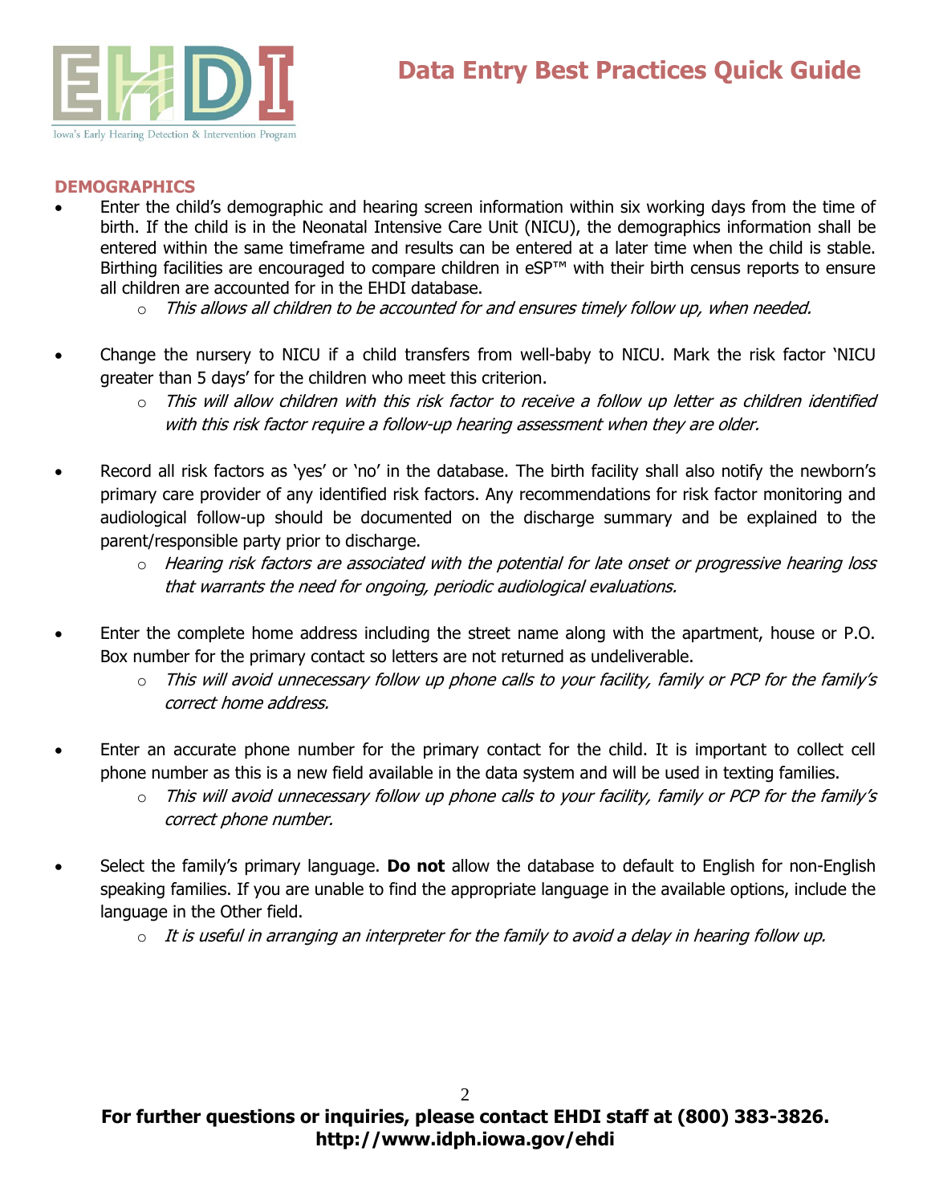# Data Entry Best Practices Quick Guide

## DEMOGRAPHICS

- Enter the child's demographic and hearing screen information within six working days from the time of birth. If the child is in the Neonatal Intensive Care Unit (NICU), the demographics information shall be entered within the same timeframe and results can be entered at a later time when the child is stable. Birthing facilities are encouraged to compare children in eSP™ with their birth census reports to ensure all children are accounted for in the EHDI database.
  - *This allows all children to be accounted for and ensures timely follow up, when needed.*

- Change the nursery to NICU if a child transfers from well-baby to NICU. Mark the risk factor 'NICU greater than 5 days' for the children who meet this criterion.
  - *This will allow children with this risk factor to receive a follow up letter as children identified with this risk factor require a follow-up hearing assessment when they are older.*

- Record all risk factors as 'yes' or 'no' in the database. The birth facility shall also notify the newborn's primary care provider of any identified risk factors. Any recommendations for risk factor monitoring and audiological follow-up should be documented on the discharge summary and be explained to the parent/responsible party prior to discharge.
  - *Hearing risk factors are associated with the potential for late onset or progressive hearing loss that warrants the need for ongoing, periodic audiological evaluations.*

- Enter the complete home address including the street name along with the apartment, house or P.O. Box number for the primary contact so letters are not returned as undeliverable.
  - *This will avoid unnecessary follow up phone calls to your facility, family or PCP for the family's correct home address.*

- Enter an accurate phone number for the primary contact for the child. It is important to collect cell phone number as this is a new field available in the data system and will be used in texting families.
  - *This will avoid unnecessary follow up phone calls to your facility, family or PCP for the family's correct phone number.*

- Select the family's primary language. **Do not** allow the database to default to English for non-English speaking families. If you are unable to find the appropriate language in the available options, include the language in the Other field.
  - *It is useful in arranging an interpreter for the family to avoid a delay in hearing follow up.*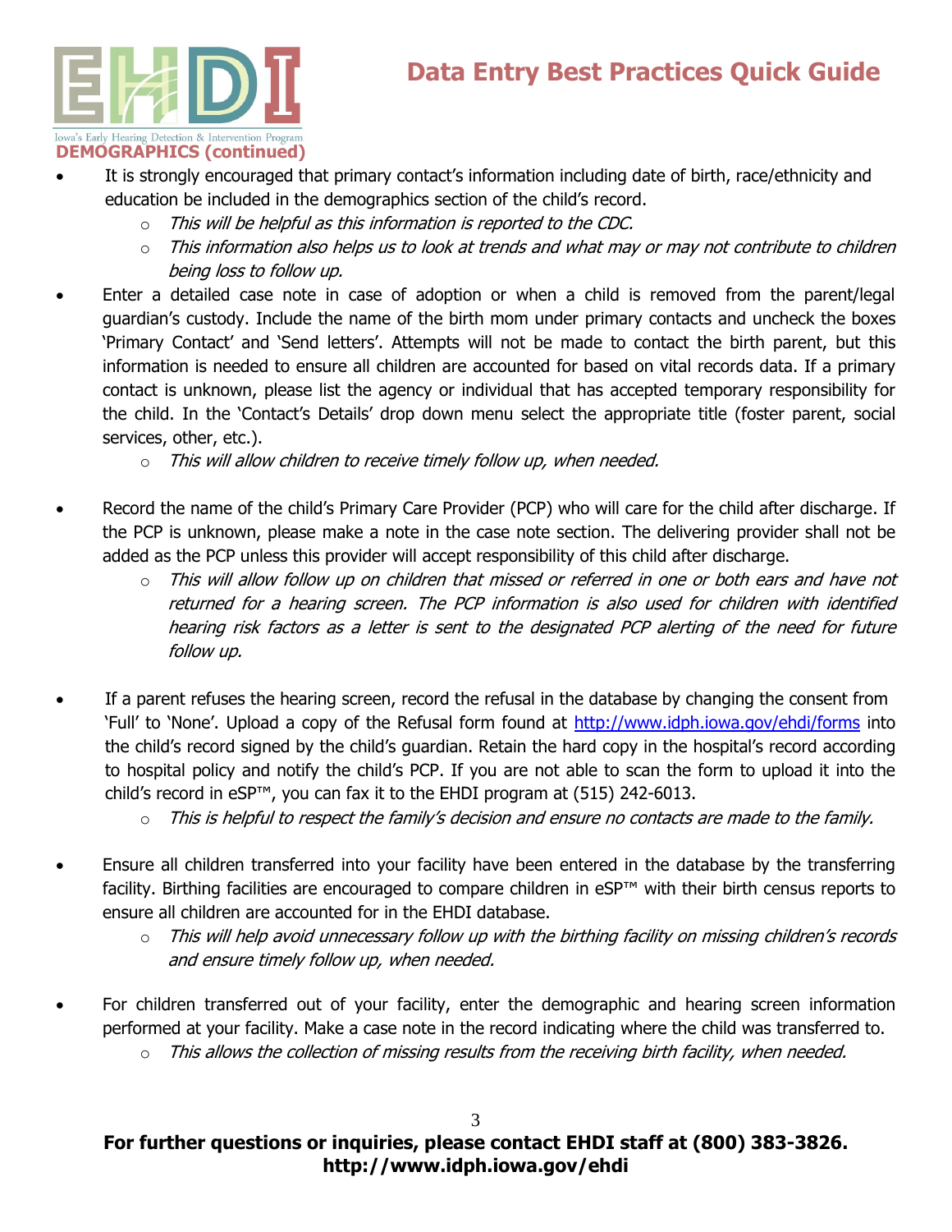## DEMOGRAPHICS (continued)

- It is strongly encouraged that primary contact's information including date of birth, race/ethnicity and education be included in the demographics section of the child's record.
  - *This will be helpful as this information is reported to the CDC.*
  - *This information also helps us to look at trends and what may or may not contribute to children being loss to follow up.*
- Enter a detailed case note in case of adoption or when a child is removed from the parent/legal guardian's custody. Include the name of the birth mom under primary contacts and uncheck the boxes 'Primary Contact' and 'Send letters'. Attempts will not be made to contact the birth parent, but this information is needed to ensure all children are accounted for based on vital records data. If a primary contact is unknown, please list the agency or individual that has accepted temporary responsibility for the child. In the 'Contact's Details' drop down menu select the appropriate title (foster parent, social services, other, etc.).
  - *This will allow children to receive timely follow up, when needed.*
- Record the name of the child's Primary Care Provider (PCP) who will care for the child after discharge. If the PCP is unknown, please make a note in the case note section. The delivering provider shall not be added as the PCP unless this provider will accept responsibility of this child after discharge.
  - *This will allow follow up on children that missed or referred in one or both ears and have not returned for a hearing screen. The PCP information is also used for children with identified hearing risk factors as a letter is sent to the designated PCP alerting of the need for future follow up.*
- If a parent refuses the hearing screen, record the refusal in the database by changing the consent from 'Full' to 'None'. Upload a copy of the Refusal form found at http://www.idph.iowa.gov/ehdi/forms into the child's record signed by the child's guardian. Retain the hard copy in the hospital's record according to hospital policy and notify the child's PCP. If you are not able to scan the form to upload it into the child's record in eSP™, you can fax it to the EHDI program at (515) 242-6013.
  - *This is helpful to respect the family's decision and ensure no contacts are made to the family.*
- Ensure all children transferred into your facility have been entered in the database by the transferring facility. Birthing facilities are encouraged to compare children in eSP™ with their birth census reports to ensure all children are accounted for in the EHDI database.
  - *This will help avoid unnecessary follow up with the birthing facility on missing children's records and ensure timely follow up, when needed.*
- For children transferred out of your facility, enter the demographic and hearing screen information performed at your facility. Make a case note in the record indicating where the child was transferred to.
  - *This allows the collection of missing results from the receiving birth facility, when needed.*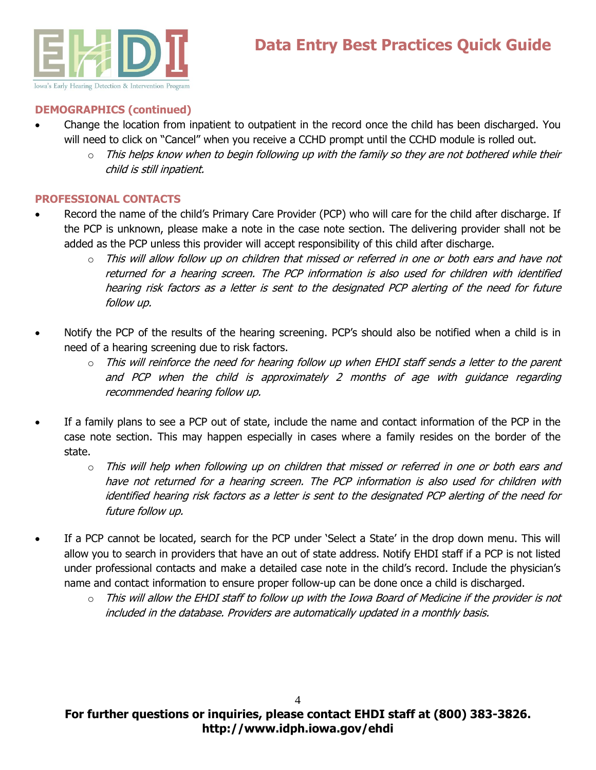## DEMOGRAPHICS (continued)

- Change the location from inpatient to outpatient in the record once the child has been discharged. You will need to click on "Cancel" when you receive a CCHD prompt until the CCHD module is rolled out.
  - *This helps know when to begin following up with the family so they are not bothered while their child is still inpatient.*

## PROFESSIONAL CONTACTS

- Record the name of the child's Primary Care Provider (PCP) who will care for the child after discharge. If the PCP is unknown, please make a note in the case note section. The delivering provider shall not be added as the PCP unless this provider will accept responsibility of this child after discharge.
  - *This will allow follow up on children that missed or referred in one or both ears and have not returned for a hearing screen. The PCP information is also used for children with identified hearing risk factors as a letter is sent to the designated PCP alerting of the need for future follow up.*

- Notify the PCP of the results of the hearing screening. PCP's should also be notified when a child is in need of a hearing screening due to risk factors.
  - *This will reinforce the need for hearing follow up when EHDI staff sends a letter to the parent and PCP when the child is approximately 2 months of age with guidance regarding recommended hearing follow up.*

- If a family plans to see a PCP out of state, include the name and contact information of the PCP in the case note section. This may happen especially in cases where a family resides on the border of the state.
  - *This will help when following up on children that missed or referred in one or both ears and have not returned for a hearing screen. The PCP information is also used for children with identified hearing risk factors as a letter is sent to the designated PCP alerting of the need for future follow up.*

- If a PCP cannot be located, search for the PCP under 'Select a State' in the drop down menu. This will allow you to search in providers that have an out of state address. Notify EHDI staff if a PCP is not listed under professional contacts and make a detailed case note in the child's record. Include the physician's name and contact information to ensure proper follow-up can be done once a child is discharged.
  - *This will allow the EHDI staff to follow up with the Iowa Board of Medicine if the provider is not included in the database. Providers are automatically updated in a monthly basis.*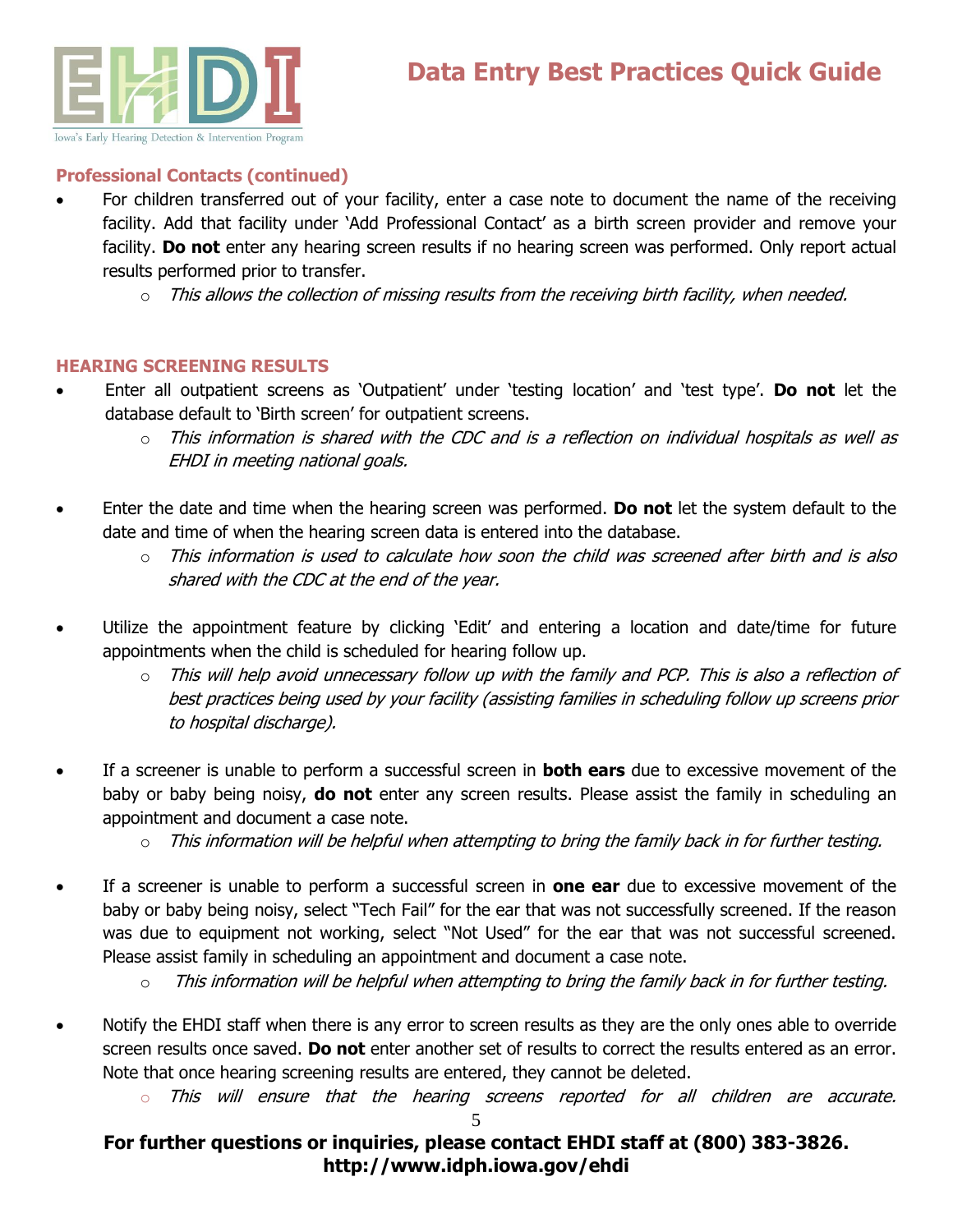### Professional Contacts (continued)

- For children transferred out of your facility, enter a case note to document the name of the receiving facility. Add that facility under 'Add Professional Contact' as a birth screen provider and remove your facility. **Do not** enter any hearing screen results if no hearing screen was performed. Only report actual results performed prior to transfer.
  - *This allows the collection of missing results from the receiving birth facility, when needed.*

### HEARING SCREENING RESULTS

- Enter all outpatient screens as 'Outpatient' under 'testing location' and 'test type'. **Do not** let the database default to 'Birth screen' for outpatient screens.
  - *This information is shared with the CDC and is a reflection on individual hospitals as well as EHDI in meeting national goals.*

- Enter the date and time when the hearing screen was performed. **Do not** let the system default to the date and time of when the hearing screen data is entered into the database.
  - *This information is used to calculate how soon the child was screened after birth and is also shared with the CDC at the end of the year.*

- Utilize the appointment feature by clicking 'Edit' and entering a location and date/time for future appointments when the child is scheduled for hearing follow up.
  - *This will help avoid unnecessary follow up with the family and PCP. This is also a reflection of best practices being used by your facility (assisting families in scheduling follow up screens prior to hospital discharge).*

- If a screener is unable to perform a successful screen in **both ears** due to excessive movement of the baby or baby being noisy, **do not** enter any screen results. Please assist the family in scheduling an appointment and document a case note.
  - *This information will be helpful when attempting to bring the family back in for further testing.*

- If a screener is unable to perform a successful screen in **one ear** due to excessive movement of the baby or baby being noisy, select "Tech Fail" for the ear that was not successfully screened. If the reason was due to equipment not working, select "Not Used" for the ear that was not successful screened. Please assist family in scheduling an appointment and document a case note.
  - *This information will be helpful when attempting to bring the family back in for further testing.*

- Notify the EHDI staff when there is any error to screen results as they are the only ones able to override screen results once saved. **Do not** enter another set of results to correct the results entered as an error. Note that once hearing screening results are entered, they cannot be deleted.
  - *This will ensure that the hearing screens reported for all children are accurate.*

**For further questions or inquiries, please contact EHDI staff at (800) 383-3826.**
**http://www.idph.iowa.gov/ehdi**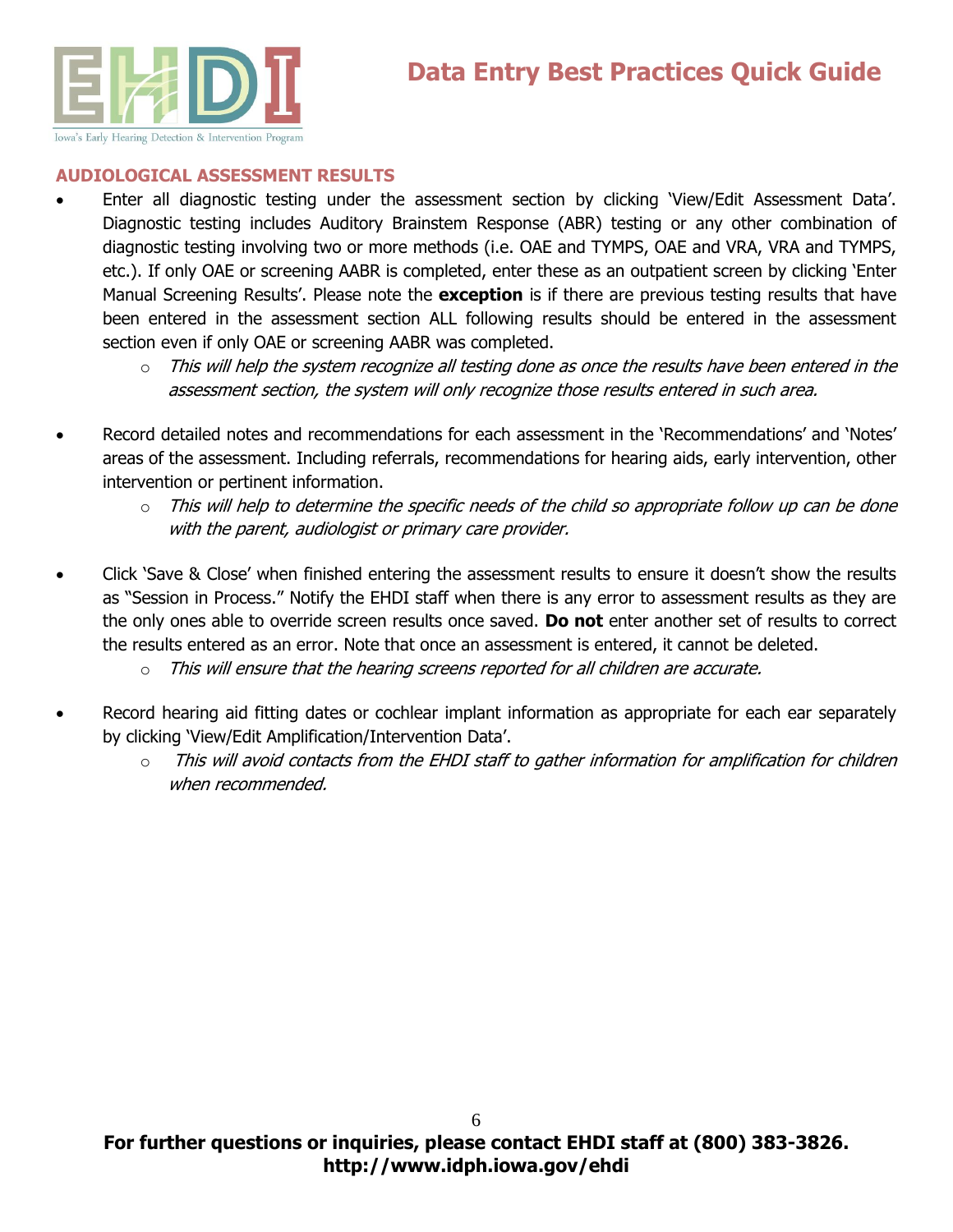## AUDIOLOGICAL ASSESSMENT RESULTS

- Enter all diagnostic testing under the assessment section by clicking 'View/Edit Assessment Data'. Diagnostic testing includes Auditory Brainstem Response (ABR) testing or any other combination of diagnostic testing involving two or more methods (i.e. OAE and TYMPS, OAE and VRA, VRA and TYMPS, etc.). If only OAE or screening AABR is completed, enter these as an outpatient screen by clicking 'Enter Manual Screening Results'. Please note the **exception** is if there are previous testing results that have been entered in the assessment section ALL following results should be entered in the assessment section even if only OAE or screening AABR was completed.
  - *This will help the system recognize all testing done as once the results have been entered in the assessment section, the system will only recognize those results entered in such area.*

- Record detailed notes and recommendations for each assessment in the 'Recommendations' and 'Notes' areas of the assessment. Including referrals, recommendations for hearing aids, early intervention, other intervention or pertinent information.
  - *This will help to determine the specific needs of the child so appropriate follow up can be done with the parent, audiologist or primary care provider.*

- Click 'Save & Close' when finished entering the assessment results to ensure it doesn't show the results as "Session in Process." Notify the EHDI staff when there is any error to assessment results as they are the only ones able to override screen results once saved. **Do not** enter another set of results to correct the results entered as an error. Note that once an assessment is entered, it cannot be deleted.
  - *This will ensure that the hearing screens reported for all children are accurate.*

- Record hearing aid fitting dates or cochlear implant information as appropriate for each ear separately by clicking 'View/Edit Amplification/Intervention Data'.
  - *This will avoid contacts from the EHDI staff to gather information for amplification for children when recommended.*